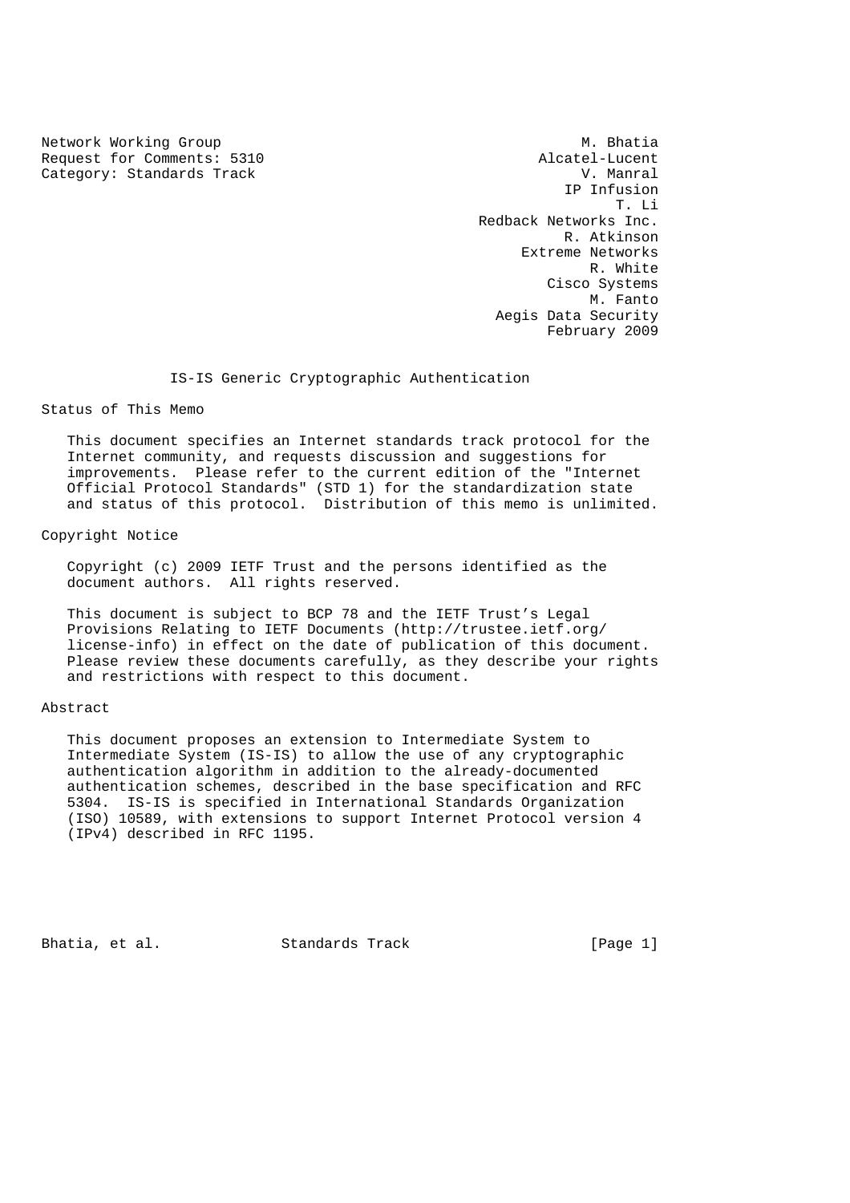Network Working Group
Request for Comments: 5310
Category: Standards Track

M. Bhatia
Alcatel-Lucent
V. Manral
IP Infusion
T. Li
Redback Networks Inc.
R. Atkinson
Extreme Networks
R. White
Cisco Systems
M. Fanto
Aegis Data Security
February 2009

# IS-IS Generic Cryptographic Authentication

## Status of This Memo

This document specifies an Internet standards track protocol for the Internet community, and requests discussion and suggestions for improvements. Please refer to the current edition of the "Internet Official Protocol Standards" (STD 1) for the standardization state and status of this protocol. Distribution of this memo is unlimited.

## Copyright Notice

Copyright (c) 2009 IETF Trust and the persons identified as the document authors. All rights reserved.

This document is subject to BCP 78 and the IETF Trust's Legal Provisions Relating to IETF Documents (http://trustee.ietf.org/license-info) in effect on the date of publication of this document. Please review these documents carefully, as they describe your rights and restrictions with respect to this document.

## Abstract

This document proposes an extension to Intermediate System to Intermediate System (IS-IS) to allow the use of any cryptographic authentication algorithm in addition to the already-documented authentication schemes, described in the base specification and RFC 5304. IS-IS is specified in International Standards Organization (ISO) 10589, with extensions to support Internet Protocol version 4 (IPv4) described in RFC 1195.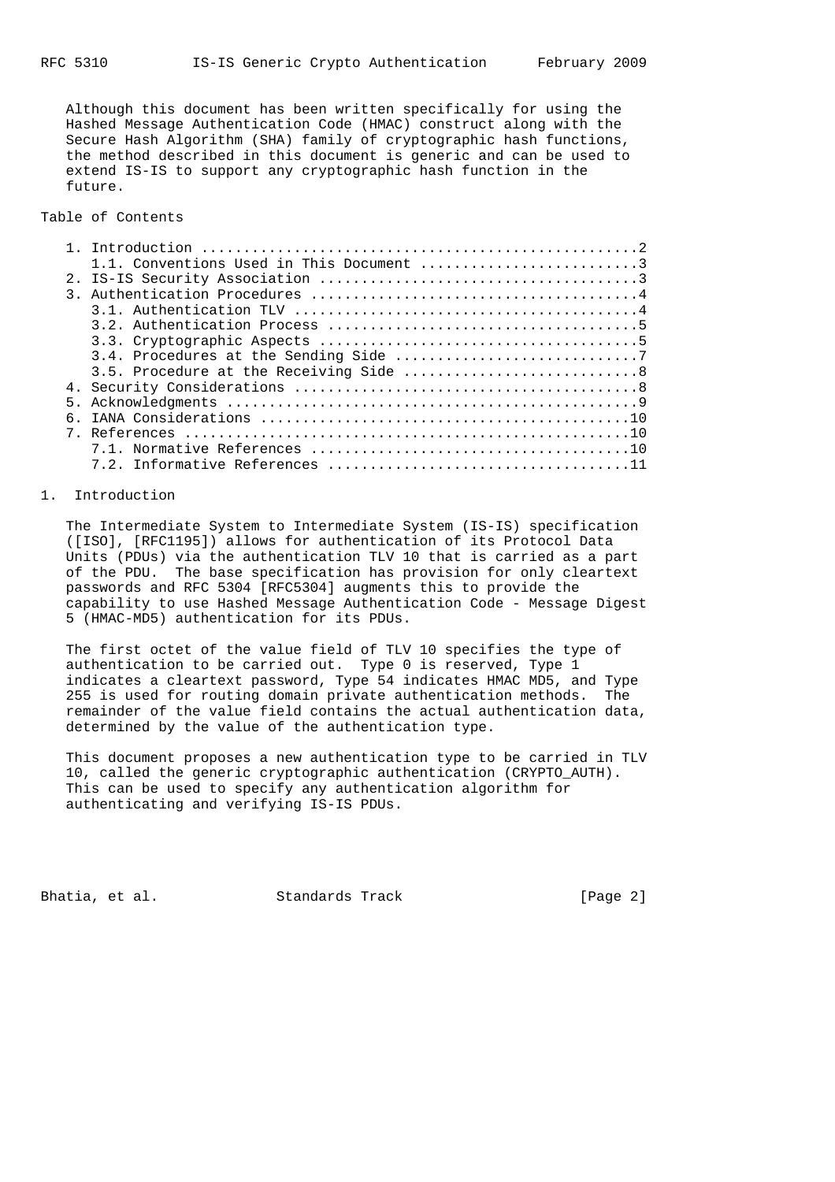Although this document has been written specifically for using the Hashed Message Authentication Code (HMAC) construct along with the Secure Hash Algorithm (SHA) family of cryptographic hash functions, the method described in this document is generic and can be used to extend IS-IS to support any cryptographic hash function in the future.

Table of Contents

```
   1. Introduction ....................................................2
      1.1. Conventions Used in This Document ..........................3
   2. IS-IS Security Association ......................................3
   3. Authentication Procedures .......................................4
      3.1. Authentication TLV .........................................4
      3.2. Authentication Process .....................................5
      3.3. Cryptographic Aspects ......................................5
      3.4. Procedures at the Sending Side .............................7
      3.5. Procedure at the Receiving Side ............................8
   4. Security Considerations .........................................8
   5. Acknowledgments .................................................9
   6. IANA Considerations ............................................10
   7. References .....................................................10
      7.1. Normative References ......................................10
      7.2. Informative References ....................................11
```

# 1. Introduction

The Intermediate System to Intermediate System (IS-IS) specification ([ISO], [RFC1195]) allows for authentication of its Protocol Data Units (PDUs) via the authentication TLV 10 that is carried as a part of the PDU. The base specification has provision for only cleartext passwords and RFC 5304 [RFC5304] augments this to provide the capability to use Hashed Message Authentication Code - Message Digest 5 (HMAC-MD5) authentication for its PDUs.

The first octet of the value field of TLV 10 specifies the type of authentication to be carried out. Type 0 is reserved, Type 1 indicates a cleartext password, Type 54 indicates HMAC MD5, and Type 255 is used for routing domain private authentication methods. The remainder of the value field contains the actual authentication data, determined by the value of the authentication type.

This document proposes a new authentication type to be carried in TLV 10, called the generic cryptographic authentication (CRYPTO_AUTH). This can be used to specify any authentication algorithm for authenticating and verifying IS-IS PDUs.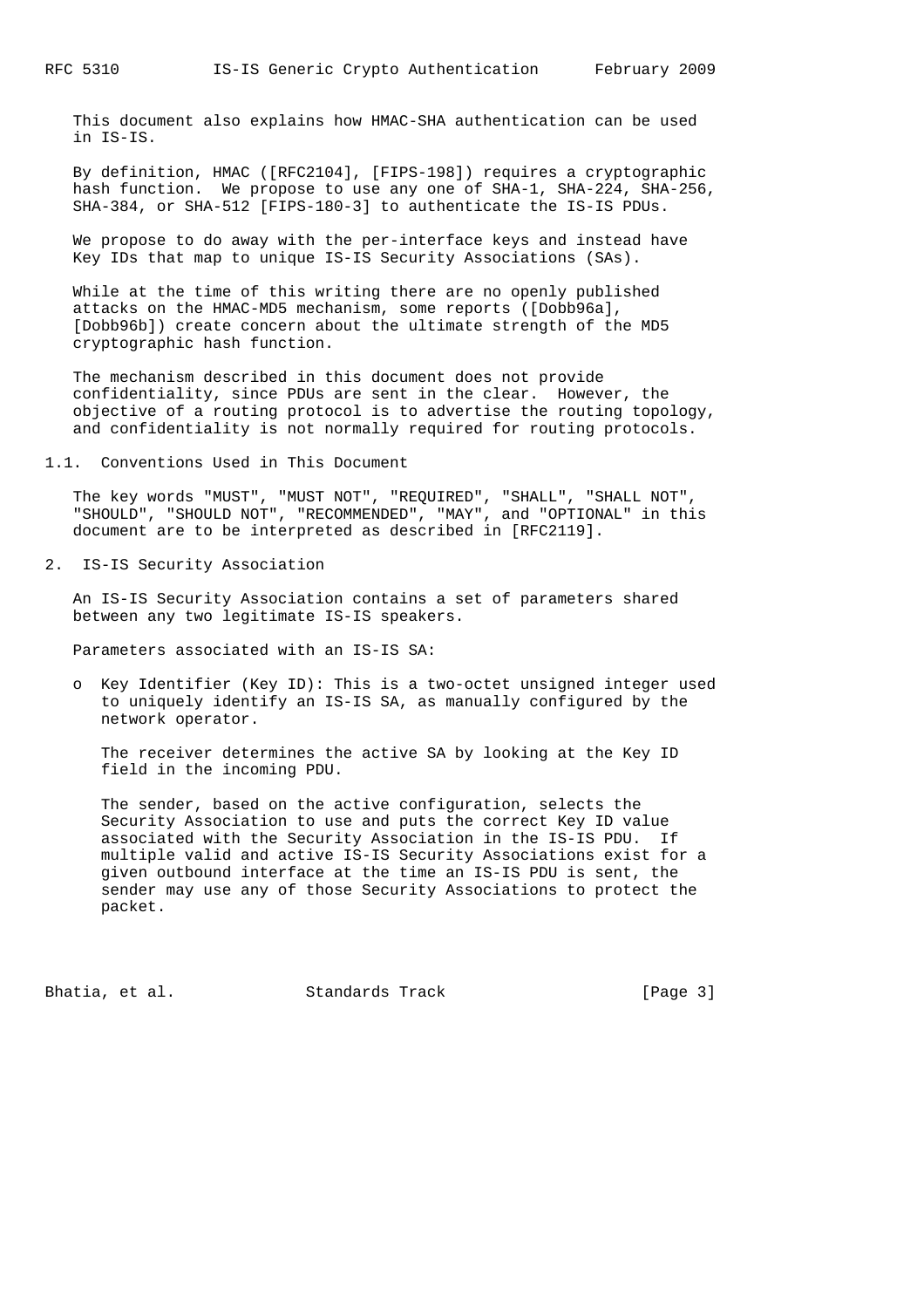This document also explains how HMAC-SHA authentication can be used in IS-IS.

By definition, HMAC ([RFC2104], [FIPS-198]) requires a cryptographic hash function. We propose to use any one of SHA-1, SHA-224, SHA-256, SHA-384, or SHA-512 [FIPS-180-3] to authenticate the IS-IS PDUs.

We propose to do away with the per-interface keys and instead have Key IDs that map to unique IS-IS Security Associations (SAs).

While at the time of this writing there are no openly published attacks on the HMAC-MD5 mechanism, some reports ([Dobb96a], [Dobb96b]) create concern about the ultimate strength of the MD5 cryptographic hash function.

The mechanism described in this document does not provide confidentiality, since PDUs are sent in the clear. However, the objective of a routing protocol is to advertise the routing topology, and confidentiality is not normally required for routing protocols.

### 1.1. Conventions Used in This Document

The key words "MUST", "MUST NOT", "REQUIRED", "SHALL", "SHALL NOT", "SHOULD", "SHOULD NOT", "RECOMMENDED", "MAY", and "OPTIONAL" in this document are to be interpreted as described in [RFC2119].

## 2. IS-IS Security Association

An IS-IS Security Association contains a set of parameters shared between any two legitimate IS-IS speakers.

Parameters associated with an IS-IS SA:

- Key Identifier (Key ID): This is a two-octet unsigned integer used to uniquely identify an IS-IS SA, as manually configured by the network operator.

  The receiver determines the active SA by looking at the Key ID field in the incoming PDU.

  The sender, based on the active configuration, selects the Security Association to use and puts the correct Key ID value associated with the Security Association in the IS-IS PDU. If multiple valid and active IS-IS Security Associations exist for a given outbound interface at the time an IS-IS PDU is sent, the sender may use any of those Security Associations to protect the packet.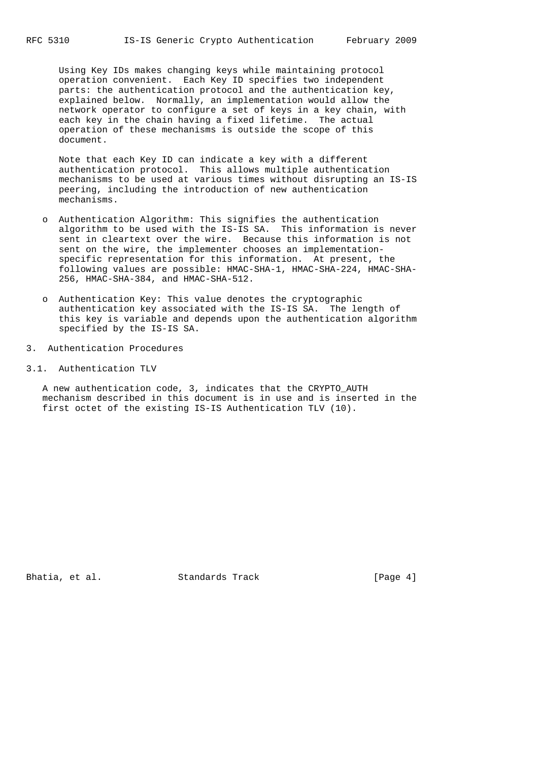Using Key IDs makes changing keys while maintaining protocol operation convenient. Each Key ID specifies two independent parts: the authentication protocol and the authentication key, explained below. Normally, an implementation would allow the network operator to configure a set of keys in a key chain, with each key in the chain having a fixed lifetime. The actual operation of these mechanisms is outside the scope of this document.

Note that each Key ID can indicate a key with a different authentication protocol. This allows multiple authentication mechanisms to be used at various times without disrupting an IS-IS peering, including the introduction of new authentication mechanisms.

- Authentication Algorithm: This signifies the authentication algorithm to be used with the IS-IS SA. This information is never sent in cleartext over the wire. Because this information is not sent on the wire, the implementer chooses an implementation-specific representation for this information. At present, the following values are possible: HMAC-SHA-1, HMAC-SHA-224, HMAC-SHA-256, HMAC-SHA-384, and HMAC-SHA-512.

- Authentication Key: This value denotes the cryptographic authentication key associated with the IS-IS SA. The length of this key is variable and depends upon the authentication algorithm specified by the IS-IS SA.

## 3. Authentication Procedures

### 3.1. Authentication TLV

A new authentication code, 3, indicates that the CRYPTO_AUTH mechanism described in this document is in use and is inserted in the first octet of the existing IS-IS Authentication TLV (10).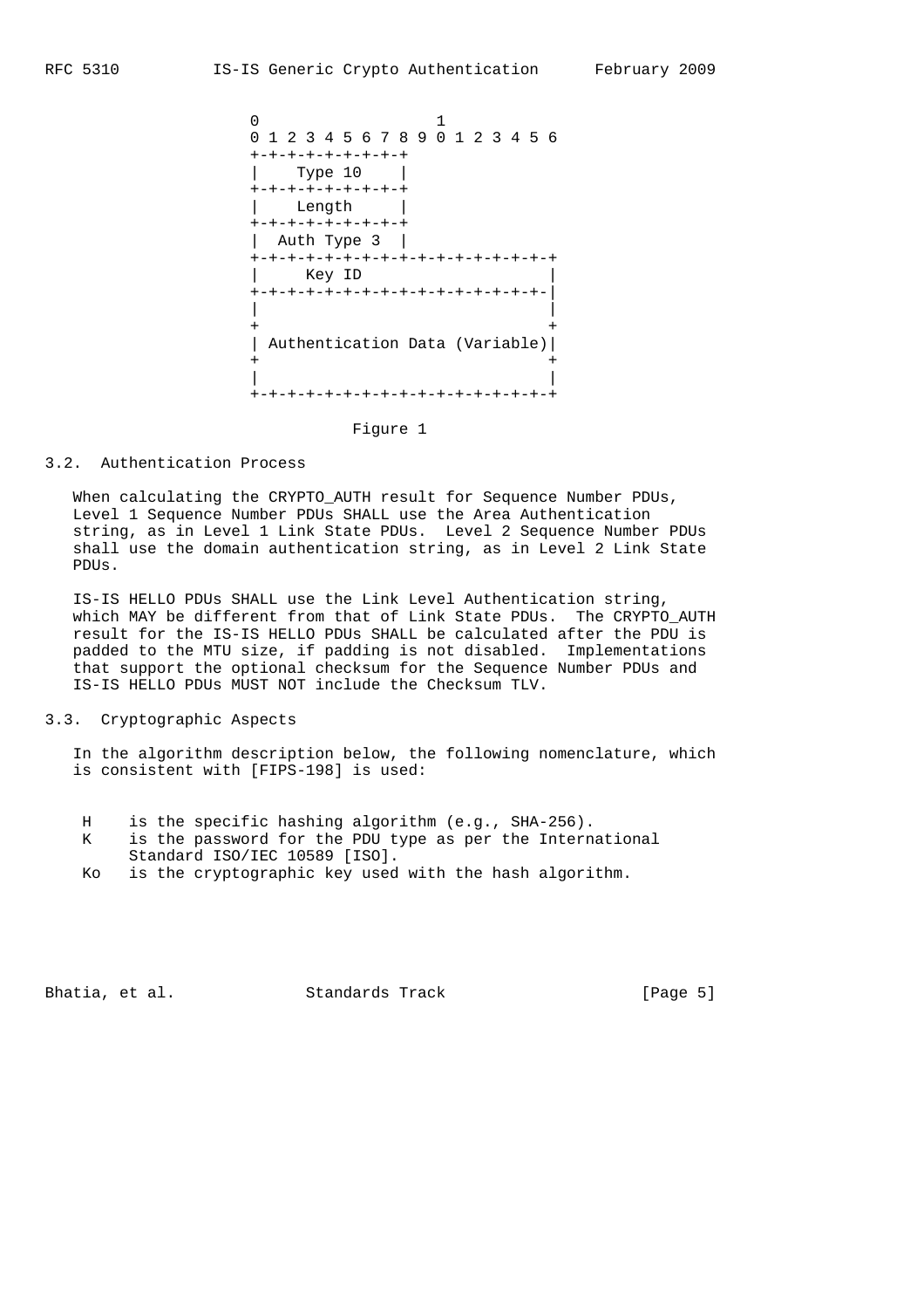```
                   0                   1
                   0 1 2 3 4 5 6 7 8 9 0 1 2 3 4 5 6
                   +-+-+-+-+-+-+-+-+
                   |    Type 10    |
                   +-+-+-+-+-+-+-+-+
                   |    Length     |
                   +-+-+-+-+-+-+-+-+
                   |  Auth Type 3  |
                   +-+-+-+-+-+-+-+-+-+-+-+-+-+-+-+-+
                   |     Key ID                    |
                   +-+-+-+-+-+-+-+-+-+-+-+-+-+-+-+-|
                   |                               |
                   +                               +
                   | Authentication Data (Variable)|
                   +                               +
                   |                               |
                   +-+-+-+-+-+-+-+-+-+-+-+-+-+-+-+-+
```

Figure 1

### 3.2. Authentication Process

When calculating the CRYPTO_AUTH result for Sequence Number PDUs, Level 1 Sequence Number PDUs SHALL use the Area Authentication string, as in Level 1 Link State PDUs. Level 2 Sequence Number PDUs shall use the domain authentication string, as in Level 2 Link State PDUs.

IS-IS HELLO PDUs SHALL use the Link Level Authentication string, which MAY be different from that of Link State PDUs. The CRYPTO_AUTH result for the IS-IS HELLO PDUs SHALL be calculated after the PDU is padded to the MTU size, if padding is not disabled. Implementations that support the optional checksum for the Sequence Number PDUs and IS-IS HELLO PDUs MUST NOT include the Checksum TLV.

### 3.3. Cryptographic Aspects

In the algorithm description below, the following nomenclature, which is consistent with [FIPS-198] is used:

- H is the specific hashing algorithm (e.g., SHA-256).
- K is the password for the PDU type as per the International Standard ISO/IEC 10589 [ISO].
- Ko is the cryptographic key used with the hash algorithm.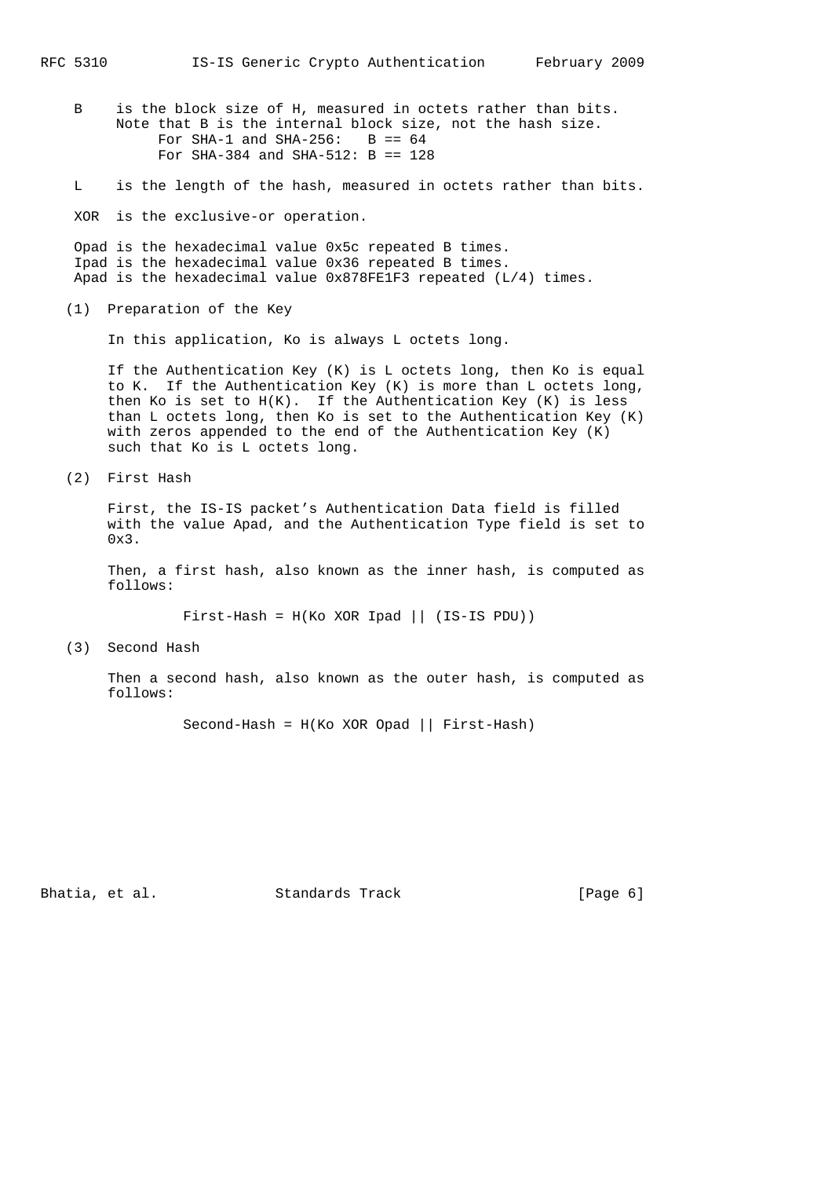B is the block size of H, measured in octets rather than bits. Note that B is the internal block size, not the hash size.

- For SHA-1 and SHA-256: B == 64
- For SHA-384 and SHA-512: B == 128

L is the length of the hash, measured in octets rather than bits.

XOR is the exclusive-or operation.

Opad is the hexadecimal value 0x5c repeated B times.
Ipad is the hexadecimal value 0x36 repeated B times.
Apad is the hexadecimal value 0x878FE1F3 repeated (L/4) times.

(1) Preparation of the Key

In this application, Ko is always L octets long.

If the Authentication Key (K) is L octets long, then Ko is equal to K. If the Authentication Key (K) is more than L octets long, then Ko is set to H(K). If the Authentication Key (K) is less than L octets long, then Ko is set to the Authentication Key (K) with zeros appended to the end of the Authentication Key (K) such that Ko is L octets long.

(2) First Hash

First, the IS-IS packet's Authentication Data field is filled with the value Apad, and the Authentication Type field is set to 0x3.

Then, a first hash, also known as the inner hash, is computed as follows:

```
First-Hash = H(Ko XOR Ipad || (IS-IS PDU))
```

(3) Second Hash

Then a second hash, also known as the outer hash, is computed as follows:

```
Second-Hash = H(Ko XOR Opad || First-Hash)
```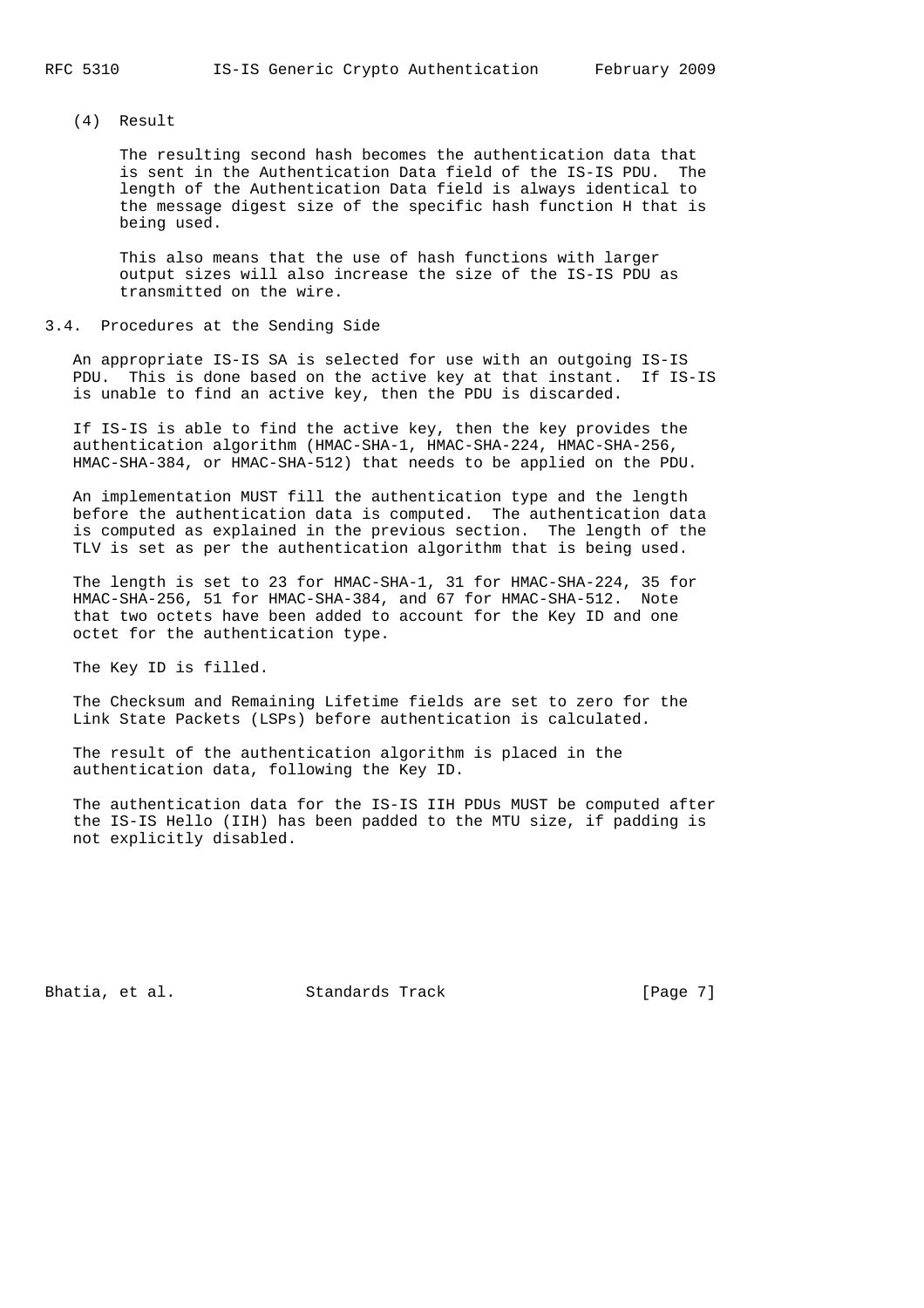(4) Result

The resulting second hash becomes the authentication data that is sent in the Authentication Data field of the IS-IS PDU. The length of the Authentication Data field is always identical to the message digest size of the specific hash function H that is being used.

This also means that the use of hash functions with larger output sizes will also increase the size of the IS-IS PDU as transmitted on the wire.

## 3.4. Procedures at the Sending Side

An appropriate IS-IS SA is selected for use with an outgoing IS-IS PDU. This is done based on the active key at that instant. If IS-IS is unable to find an active key, then the PDU is discarded.

If IS-IS is able to find the active key, then the key provides the authentication algorithm (HMAC-SHA-1, HMAC-SHA-224, HMAC-SHA-256, HMAC-SHA-384, or HMAC-SHA-512) that needs to be applied on the PDU.

An implementation MUST fill the authentication type and the length before the authentication data is computed. The authentication data is computed as explained in the previous section. The length of the TLV is set as per the authentication algorithm that is being used.

The length is set to 23 for HMAC-SHA-1, 31 for HMAC-SHA-224, 35 for HMAC-SHA-256, 51 for HMAC-SHA-384, and 67 for HMAC-SHA-512. Note that two octets have been added to account for the Key ID and one octet for the authentication type.

The Key ID is filled.

The Checksum and Remaining Lifetime fields are set to zero for the Link State Packets (LSPs) before authentication is calculated.

The result of the authentication algorithm is placed in the authentication data, following the Key ID.

The authentication data for the IS-IS IIH PDUs MUST be computed after the IS-IS Hello (IIH) has been padded to the MTU size, if padding is not explicitly disabled.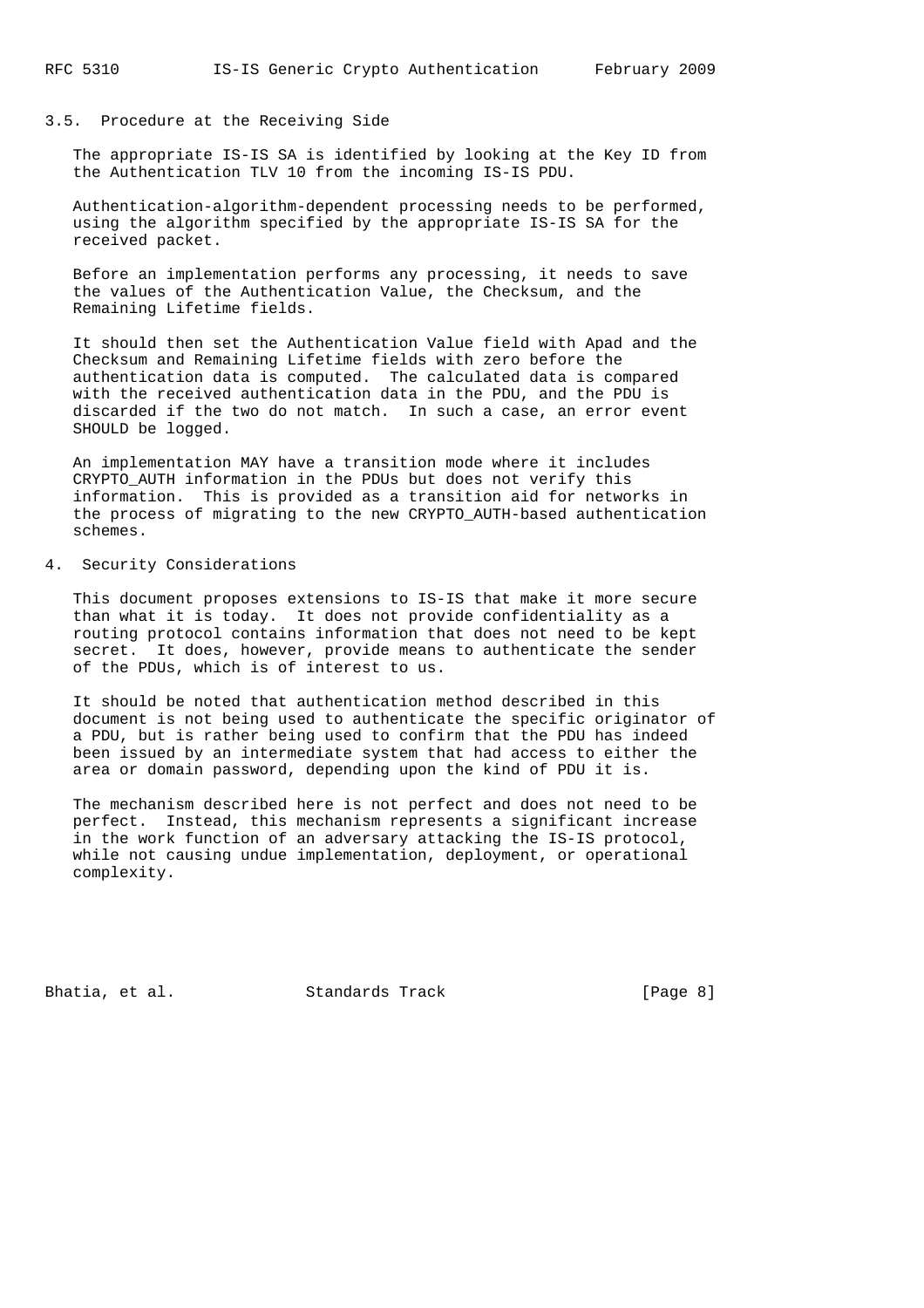### 3.5. Procedure at the Receiving Side

The appropriate IS-IS SA is identified by looking at the Key ID from the Authentication TLV 10 from the incoming IS-IS PDU.

Authentication-algorithm-dependent processing needs to be performed, using the algorithm specified by the appropriate IS-IS SA for the received packet.

Before an implementation performs any processing, it needs to save the values of the Authentication Value, the Checksum, and the Remaining Lifetime fields.

It should then set the Authentication Value field with Apad and the Checksum and Remaining Lifetime fields with zero before the authentication data is computed. The calculated data is compared with the received authentication data in the PDU, and the PDU is discarded if the two do not match. In such a case, an error event SHOULD be logged.

An implementation MAY have a transition mode where it includes CRYPTO_AUTH information in the PDUs but does not verify this information. This is provided as a transition aid for networks in the process of migrating to the new CRYPTO_AUTH-based authentication schemes.

## 4. Security Considerations

This document proposes extensions to IS-IS that make it more secure than what it is today. It does not provide confidentiality as a routing protocol contains information that does not need to be kept secret. It does, however, provide means to authenticate the sender of the PDUs, which is of interest to us.

It should be noted that authentication method described in this document is not being used to authenticate the specific originator of a PDU, but is rather being used to confirm that the PDU has indeed been issued by an intermediate system that had access to either the area or domain password, depending upon the kind of PDU it is.

The mechanism described here is not perfect and does not need to be perfect. Instead, this mechanism represents a significant increase in the work function of an adversary attacking the IS-IS protocol, while not causing undue implementation, deployment, or operational complexity.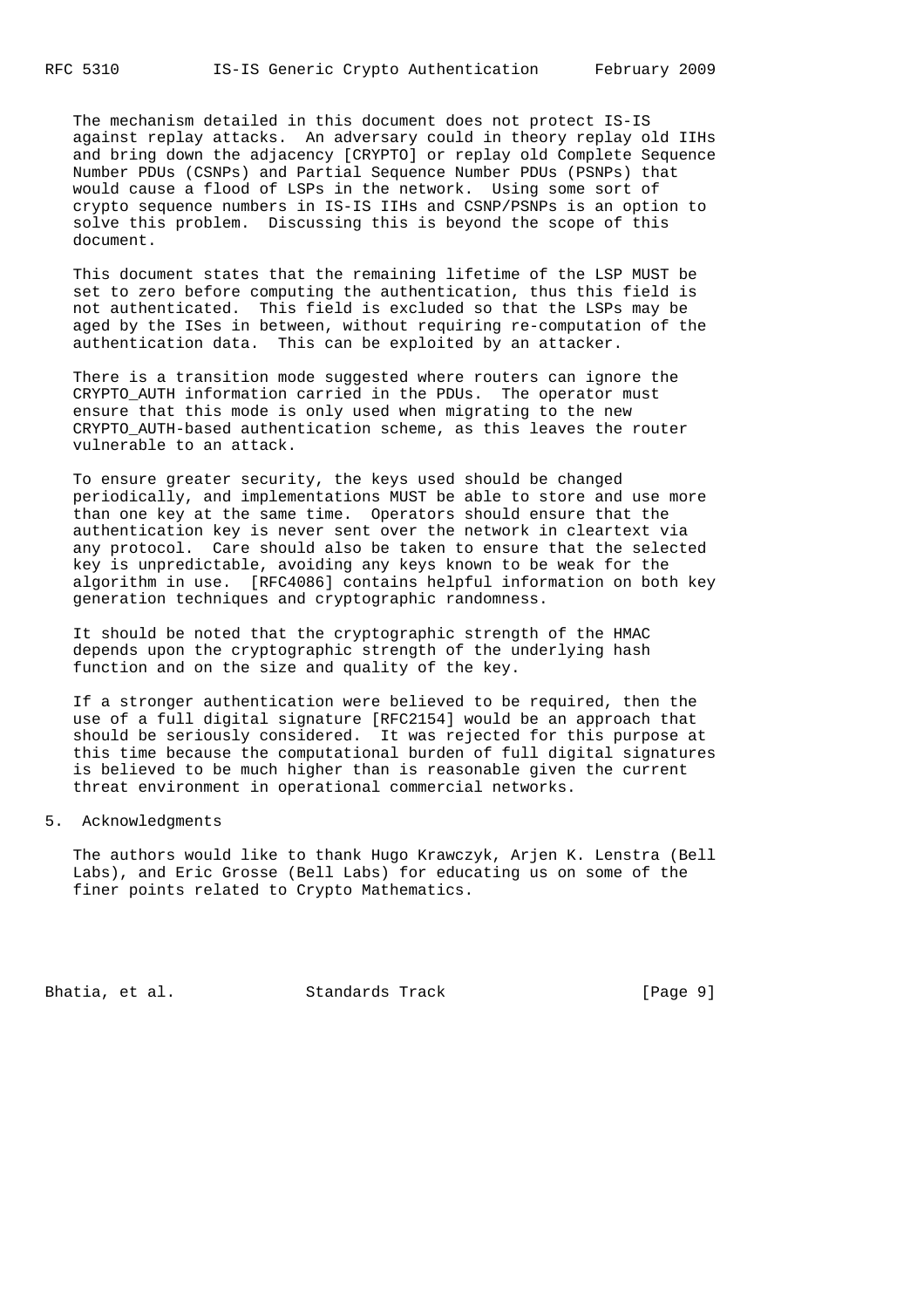The mechanism detailed in this document does not protect IS-IS against replay attacks. An adversary could in theory replay old IIHs and bring down the adjacency [CRYPTO] or replay old Complete Sequence Number PDUs (CSNPs) and Partial Sequence Number PDUs (PSNPs) that would cause a flood of LSPs in the network. Using some sort of crypto sequence numbers in IS-IS IIHs and CSNP/PSNPs is an option to solve this problem. Discussing this is beyond the scope of this document.

This document states that the remaining lifetime of the LSP MUST be set to zero before computing the authentication, thus this field is not authenticated. This field is excluded so that the LSPs may be aged by the ISes in between, without requiring re-computation of the authentication data. This can be exploited by an attacker.

There is a transition mode suggested where routers can ignore the CRYPTO_AUTH information carried in the PDUs. The operator must ensure that this mode is only used when migrating to the new CRYPTO_AUTH-based authentication scheme, as this leaves the router vulnerable to an attack.

To ensure greater security, the keys used should be changed periodically, and implementations MUST be able to store and use more than one key at the same time. Operators should ensure that the authentication key is never sent over the network in cleartext via any protocol. Care should also be taken to ensure that the selected key is unpredictable, avoiding any keys known to be weak for the algorithm in use. [RFC4086] contains helpful information on both key generation techniques and cryptographic randomness.

It should be noted that the cryptographic strength of the HMAC depends upon the cryptographic strength of the underlying hash function and on the size and quality of the key.

If a stronger authentication were believed to be required, then the use of a full digital signature [RFC2154] would be an approach that should be seriously considered. It was rejected for this purpose at this time because the computational burden of full digital signatures is believed to be much higher than is reasonable given the current threat environment in operational commercial networks.

## 5. Acknowledgments

The authors would like to thank Hugo Krawczyk, Arjen K. Lenstra (Bell Labs), and Eric Grosse (Bell Labs) for educating us on some of the finer points related to Crypto Mathematics.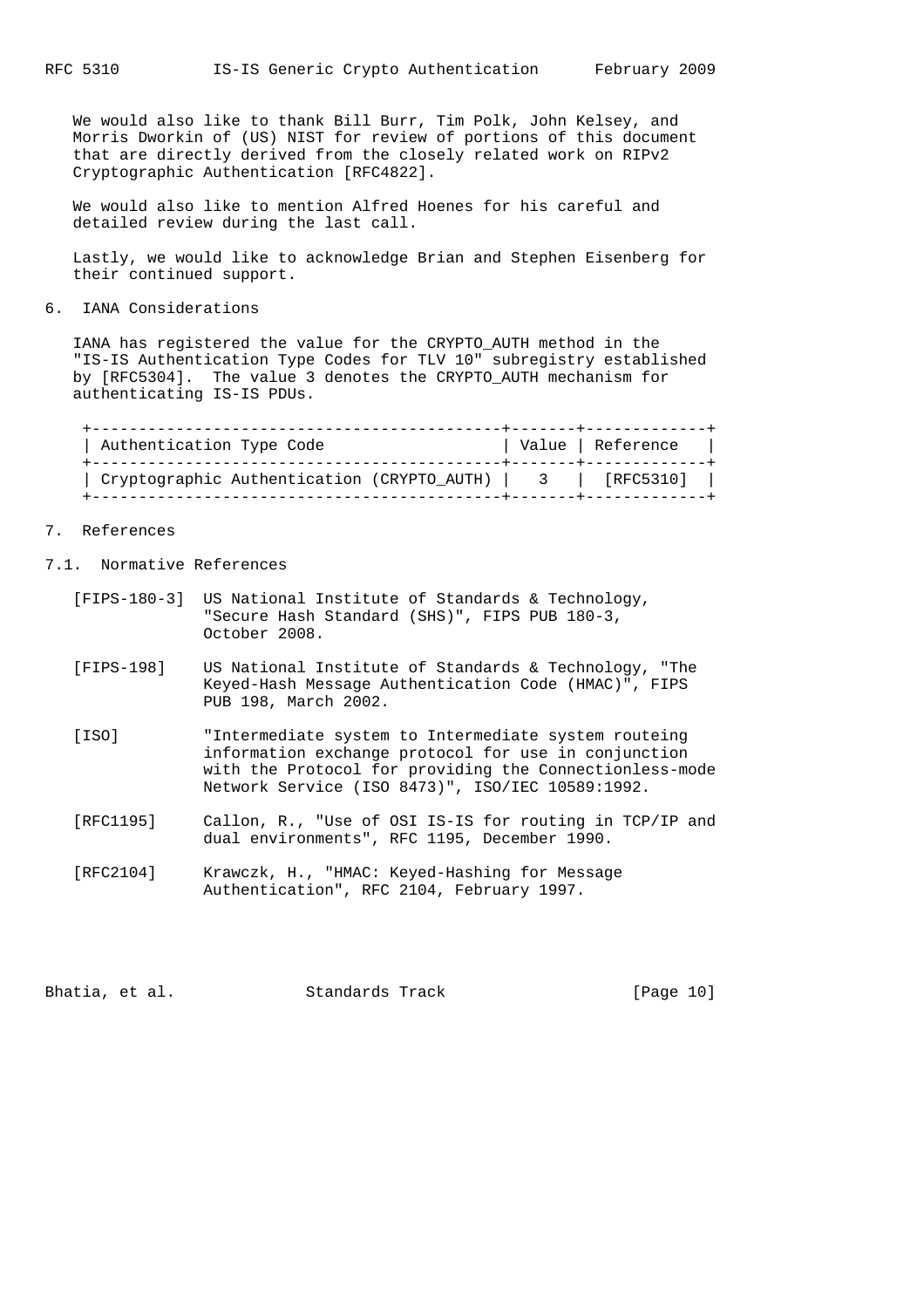We would also like to thank Bill Burr, Tim Polk, John Kelsey, and Morris Dworkin of (US) NIST for review of portions of this document that are directly derived from the closely related work on RIPv2 Cryptographic Authentication [RFC4822].

We would also like to mention Alfred Hoenes for his careful and detailed review during the last call.

Lastly, we would like to acknowledge Brian and Stephen Eisenberg for their continued support.

## 6. IANA Considerations

IANA has registered the value for the CRYPTO_AUTH method in the "IS-IS Authentication Type Codes for TLV 10" subregistry established by [RFC5304]. The value 3 denotes the CRYPTO_AUTH mechanism for authenticating IS-IS PDUs.

| Authentication Type Code | Value | Reference |
|---|---|---|
| Cryptographic Authentication (CRYPTO_AUTH) | 3 | [RFC5310] |

## 7. References

### 7.1. Normative References

[FIPS-180-3] US National Institute of Standards & Technology, "Secure Hash Standard (SHS)", FIPS PUB 180-3, October 2008.

[FIPS-198] US National Institute of Standards & Technology, "The Keyed-Hash Message Authentication Code (HMAC)", FIPS PUB 198, March 2002.

[ISO] "Intermediate system to Intermediate system routeing information exchange protocol for use in conjunction with the Protocol for providing the Connectionless-mode Network Service (ISO 8473)", ISO/IEC 10589:1992.

[RFC1195] Callon, R., "Use of OSI IS-IS for routing in TCP/IP and dual environments", RFC 1195, December 1990.

[RFC2104] Krawczk, H., "HMAC: Keyed-Hashing for Message Authentication", RFC 2104, February 1997.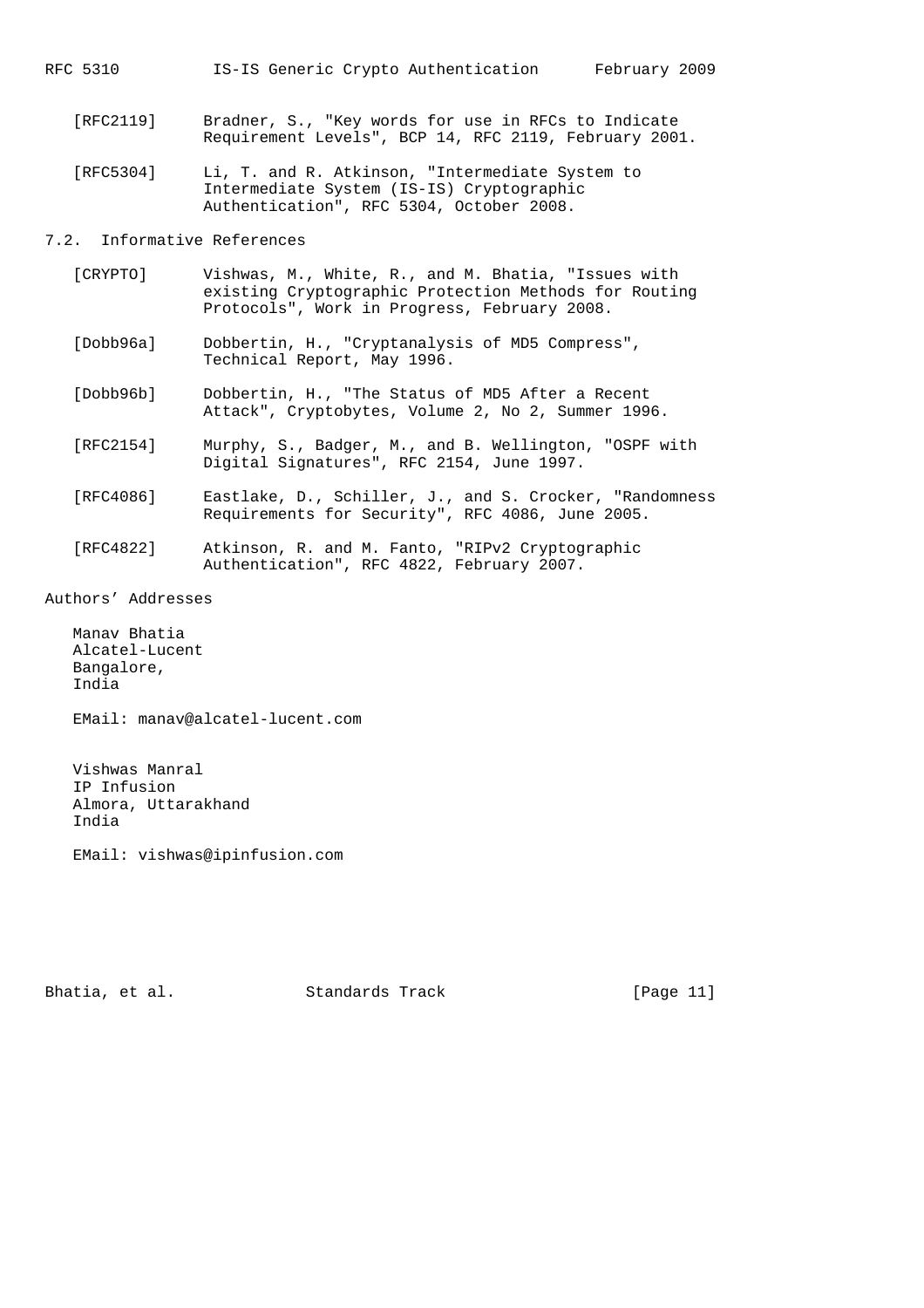[RFC2119] Bradner, S., "Key words for use in RFCs to Indicate Requirement Levels", BCP 14, RFC 2119, February 2001.

[RFC5304] Li, T. and R. Atkinson, "Intermediate System to Intermediate System (IS-IS) Cryptographic Authentication", RFC 5304, October 2008.

## 7.2. Informative References

[CRYPTO] Vishwas, M., White, R., and M. Bhatia, "Issues with existing Cryptographic Protection Methods for Routing Protocols", Work in Progress, February 2008.

[Dobb96a] Dobbertin, H., "Cryptanalysis of MD5 Compress", Technical Report, May 1996.

[Dobb96b] Dobbertin, H., "The Status of MD5 After a Recent Attack", Cryptobytes, Volume 2, No 2, Summer 1996.

[RFC2154] Murphy, S., Badger, M., and B. Wellington, "OSPF with Digital Signatures", RFC 2154, June 1997.

[RFC4086] Eastlake, D., Schiller, J., and S. Crocker, "Randomness Requirements for Security", RFC 4086, June 2005.

[RFC4822] Atkinson, R. and M. Fanto, "RIPv2 Cryptographic Authentication", RFC 4822, February 2007.

## Authors' Addresses

Manav Bhatia
Alcatel-Lucent
Bangalore,
India

EMail: manav@alcatel-lucent.com

Vishwas Manral
IP Infusion
Almora, Uttarakhand
India

EMail: vishwas@ipinfusion.com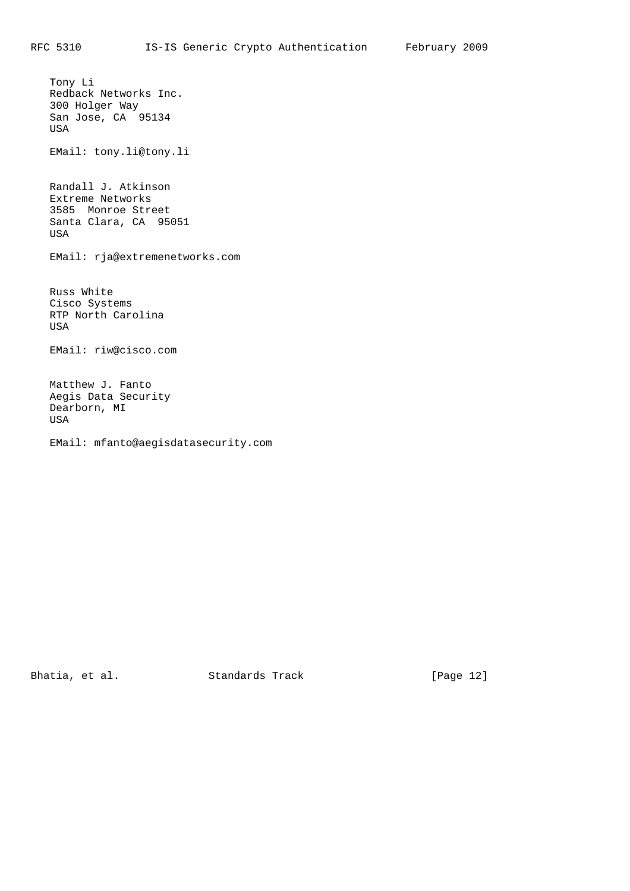Tony Li
Redback Networks Inc.
300 Holger Way
San Jose, CA  95134
USA

EMail: tony.li@tony.li

Randall J. Atkinson
Extreme Networks
3585  Monroe Street
Santa Clara, CA  95051
USA

EMail: rja@extremenetworks.com

Russ White
Cisco Systems
RTP North Carolina
USA

EMail: riw@cisco.com

Matthew J. Fanto
Aegis Data Security
Dearborn, MI
USA

EMail: mfanto@aegisdatasecurity.com